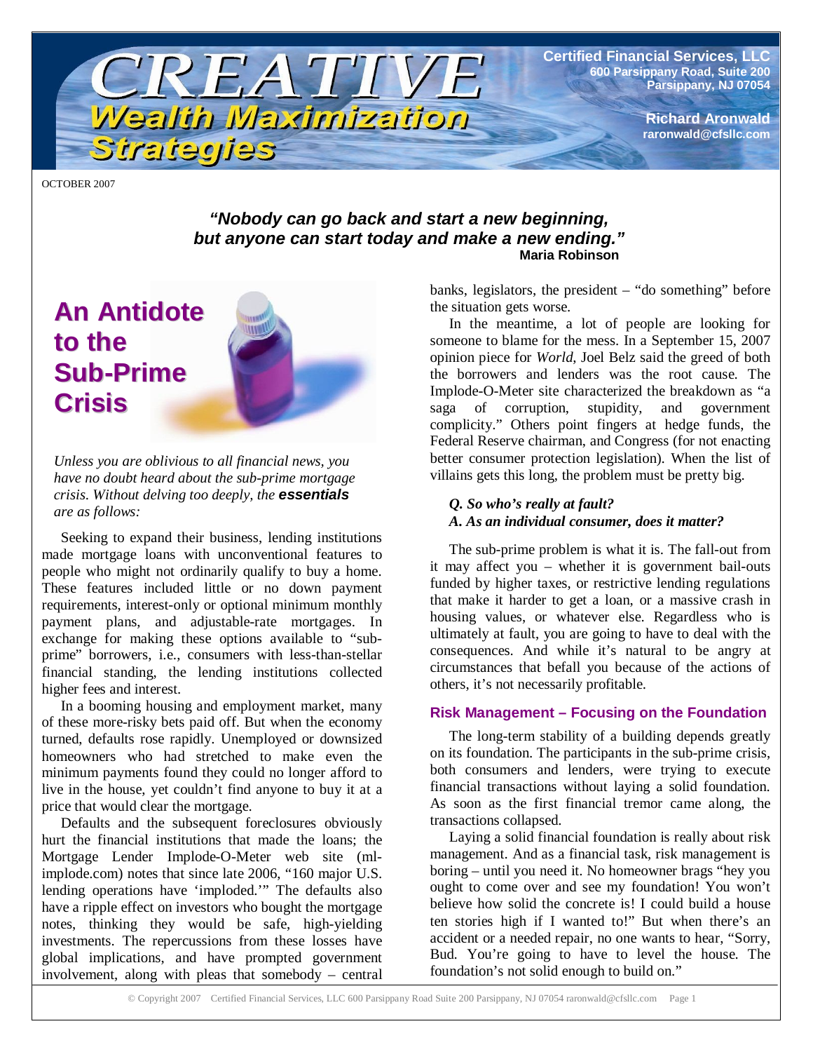# CREATIVE Wealth Maximization Strategies

**Certified Financial Services, LLC**
**600 Parsippany Road, Suite 200**
**Parsippany, NJ 07054**

**Richard Aronwald**
**raronwald@cfsllc.com**

OCTOBER 2007

***"Nobody can go back and start a new beginning, but anyone can start today and make a new ending."***
**Maria Robinson**

## An Antidote to the Sub-Prime Crisis

*Unless you are oblivious to all financial news, you have no doubt heard about the sub-prime mortgage crisis. Without delving too deeply, the* ***essentials*** *are as follows:*

Seeking to expand their business, lending institutions made mortgage loans with unconventional features to people who might not ordinarily qualify to buy a home. These features included little or no down payment requirements, interest-only or optional minimum monthly payment plans, and adjustable-rate mortgages. In exchange for making these options available to "sub-prime" borrowers, i.e., consumers with less-than-stellar financial standing, the lending institutions collected higher fees and interest.

In a booming housing and employment market, many of these more-risky bets paid off. But when the economy turned, defaults rose rapidly. Unemployed or downsized homeowners who had stretched to make even the minimum payments found they could no longer afford to live in the house, yet couldn't find anyone to buy it at a price that would clear the mortgage.

Defaults and the subsequent foreclosures obviously hurt the financial institutions that made the loans; the Mortgage Lender Implode-O-Meter web site (ml-implode.com) notes that since late 2006, "160 major U.S. lending operations have 'imploded.'" The defaults also have a ripple effect on investors who bought the mortgage notes, thinking they would be safe, high-yielding investments. The repercussions from these losses have global implications, and have prompted government involvement, along with pleas that somebody – central banks, legislators, the president – "do something" before the situation gets worse.

In the meantime, a lot of people are looking for someone to blame for the mess. In a September 15, 2007 opinion piece for *World*, Joel Belz said the greed of both the borrowers and lenders was the root cause. The Implode-O-Meter site characterized the breakdown as "a saga of corruption, stupidity, and government complicity." Others point fingers at hedge funds, the Federal Reserve chairman, and Congress (for not enacting better consumer protection legislation). When the list of villains gets this long, the problem must be pretty big.

***Q. So who's really at fault?***
***A. As an individual consumer, does it matter?***

The sub-prime problem is what it is. The fall-out from it may affect you – whether it is government bail-outs funded by higher taxes, or restrictive lending regulations that make it harder to get a loan, or a massive crash in housing values, or whatever else. Regardless who is ultimately at fault, you are going to have to deal with the consequences. And while it's natural to be angry at circumstances that befall you because of the actions of others, it's not necessarily profitable.

### Risk Management – Focusing on the Foundation

The long-term stability of a building depends greatly on its foundation. The participants in the sub-prime crisis, both consumers and lenders, were trying to execute financial transactions without laying a solid foundation. As soon as the first financial tremor came along, the transactions collapsed.

Laying a solid financial foundation is really about risk management. And as a financial task, risk management is boring – until you need it. No homeowner brags "hey you ought to come over and see my foundation! You won't believe how solid the concrete is! I could build a house ten stories high if I wanted to!" But when there's an accident or a needed repair, no one wants to hear, "Sorry, Bud. You're going to have to level the house. The foundation's not solid enough to build on."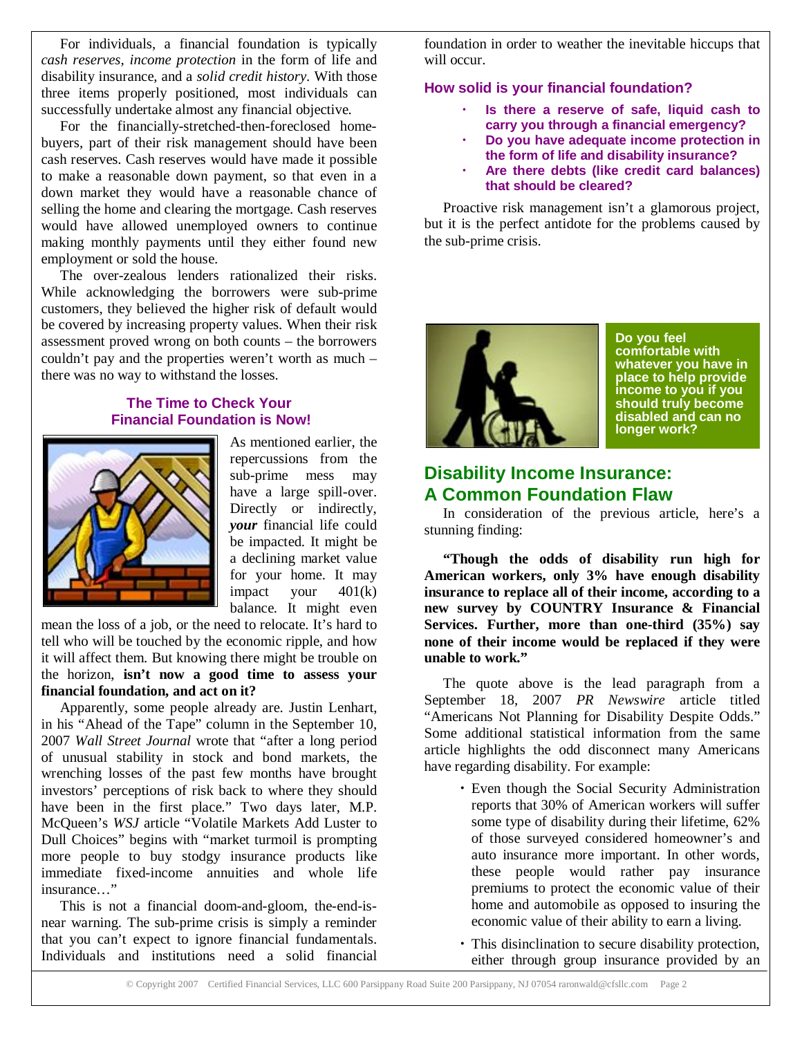For individuals, a financial foundation is typically *cash reserves*, *income protection* in the form of life and disability insurance, and a *solid credit history*. With those three items properly positioned, most individuals can successfully undertake almost any financial objective.

For the financially-stretched-then-foreclosed home-buyers, part of their risk management should have been cash reserves. Cash reserves would have made it possible to make a reasonable down payment, so that even in a down market they would have a reasonable chance of selling the home and clearing the mortgage. Cash reserves would have allowed unemployed owners to continue making monthly payments until they either found new employment or sold the house.

The over-zealous lenders rationalized their risks. While acknowledging the borrowers were sub-prime customers, they believed the higher risk of default would be covered by increasing property values. When their risk assessment proved wrong on both counts – the borrowers couldn't pay and the properties weren't worth as much – there was no way to withstand the losses.

### The Time to Check Your Financial Foundation is Now!

As mentioned earlier, the repercussions from the sub-prime mess may have a large spill-over. Directly or indirectly, ***your*** financial life could be impacted. It might be a declining market value for your home. It may impact your 401(k) balance. It might even mean the loss of a job, or the need to relocate. It's hard to tell who will be touched by the economic ripple, and how it will affect them. But knowing there might be trouble on the horizon, **isn't now a good time to assess your financial foundation, and act on it?**

Apparently, some people already are. Justin Lenhart, in his "Ahead of the Tape" column in the September 10, 2007 *Wall Street Journal* wrote that "after a long period of unusual stability in stock and bond markets, the wrenching losses of the past few months have brought investors' perceptions of risk back to where they should have been in the first place." Two days later, M.P. McQueen's *WSJ* article "Volatile Markets Add Luster to Dull Choices" begins with "market turmoil is prompting more people to buy stodgy insurance products like immediate fixed-income annuities and whole life insurance…"

This is not a financial doom-and-gloom, the-end-is-near warning. The sub-prime crisis is simply a reminder that you can't expect to ignore financial fundamentals. Individuals and institutions need a solid financial foundation in order to weather the inevitable hiccups that will occur.

### How solid is your financial foundation?

- **Is there a reserve of safe, liquid cash to carry you through a financial emergency?**
- **Do you have adequate income protection in the form of life and disability insurance?**
- **Are there debts (like credit card balances) that should be cleared?**

Proactive risk management isn't a glamorous project, but it is the perfect antidote for the problems caused by the sub-prime crisis.

**Do you feel comfortable with whatever you have in place to help provide income to you if you should truly become disabled and can no longer work?**

## Disability Income Insurance: A Common Foundation Flaw

In consideration of the previous article, here's a stunning finding:

**"Though the odds of disability run high for American workers, only 3% have enough disability insurance to replace all of their income, according to a new survey by COUNTRY Insurance & Financial Services. Further, more than one-third (35%) say none of their income would be replaced if they were unable to work."**

The quote above is the lead paragraph from a September 18, 2007 *PR Newswire* article titled "Americans Not Planning for Disability Despite Odds." Some additional statistical information from the same article highlights the odd disconnect many Americans have regarding disability. For example:

- Even though the Social Security Administration reports that 30% of American workers will suffer some type of disability during their lifetime, 62% of those surveyed considered homeowner's and auto insurance more important. In other words, these people would rather pay insurance premiums to protect the economic value of their home and automobile as opposed to insuring the economic value of their ability to earn a living.
- This disinclination to secure disability protection, either through group insurance provided by an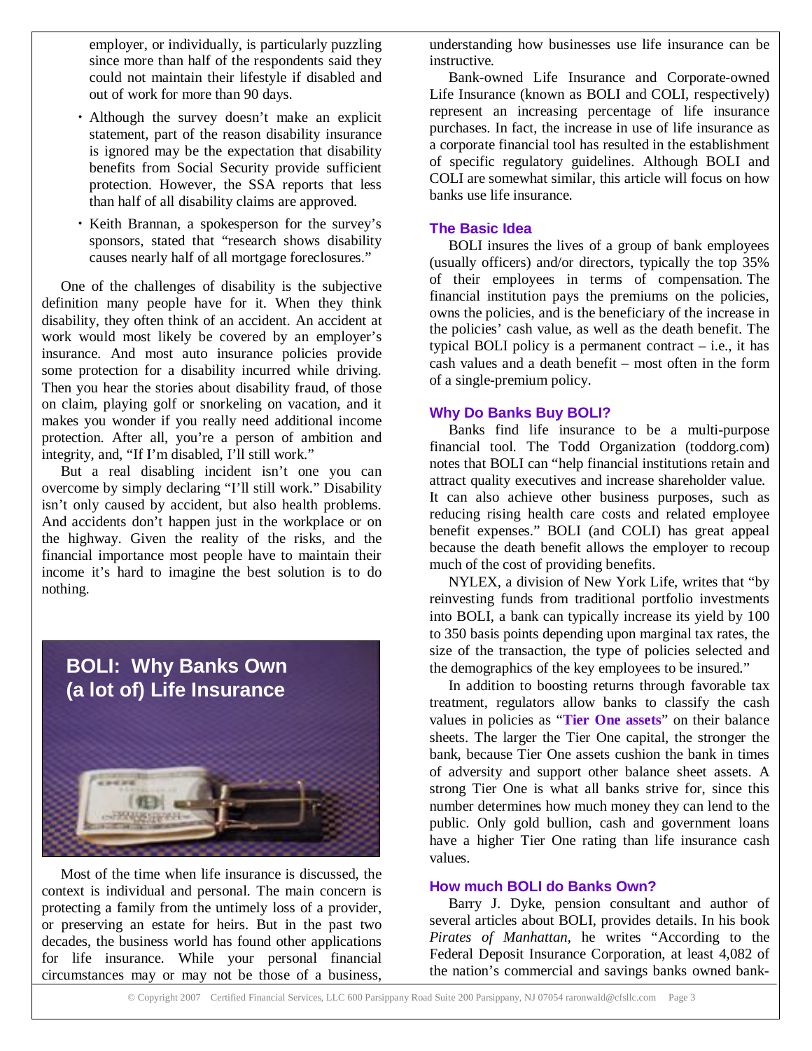employer, or individually, is particularly puzzling since more than half of the respondents said they could not maintain their lifestyle if disabled and out of work for more than 90 days.

- Although the survey doesn't make an explicit statement, part of the reason disability insurance is ignored may be the expectation that disability benefits from Social Security provide sufficient protection. However, the SSA reports that less than half of all disability claims are approved.
- Keith Brannan, a spokesperson for the survey's sponsors, stated that "research shows disability causes nearly half of all mortgage foreclosures."

One of the challenges of disability is the subjective definition many people have for it. When they think disability, they often think of an accident. An accident at work would most likely be covered by an employer's insurance. And most auto insurance policies provide some protection for a disability incurred while driving. Then you hear the stories about disability fraud, of those on claim, playing golf or snorkeling on vacation, and it makes you wonder if you really need additional income protection. After all, you're a person of ambition and integrity, and, "If I'm disabled, I'll still work."

But a real disabling incident isn't one you can overcome by simply declaring "I'll still work." Disability isn't only caused by accident, but also health problems. And accidents don't happen just in the workplace or on the highway. Given the reality of the risks, and the financial importance most people have to maintain their income it's hard to imagine the best solution is to do nothing.

## BOLI: Why Banks Own (a lot of) Life Insurance

Most of the time when life insurance is discussed, the context is individual and personal. The main concern is protecting a family from the untimely loss of a provider, or preserving an estate for heirs. But in the past two decades, the business world has found other applications for life insurance. While your personal financial circumstances may or may not be those of a business, understanding how businesses use life insurance can be instructive.

Bank-owned Life Insurance and Corporate-owned Life Insurance (known as BOLI and COLI, respectively) represent an increasing percentage of life insurance purchases. In fact, the increase in use of life insurance as a corporate financial tool has resulted in the establishment of specific regulatory guidelines. Although BOLI and COLI are somewhat similar, this article will focus on how banks use life insurance.

### The Basic Idea

BOLI insures the lives of a group of bank employees (usually officers) and/or directors, typically the top 35% of their employees in terms of compensation. The financial institution pays the premiums on the policies, owns the policies, and is the beneficiary of the increase in the policies' cash value, as well as the death benefit. The typical BOLI policy is a permanent contract – i.e., it has cash values and a death benefit – most often in the form of a single-premium policy.

### Why Do Banks Buy BOLI?

Banks find life insurance to be a multi-purpose financial tool. The Todd Organization (toddorg.com) notes that BOLI can "help financial institutions retain and attract quality executives and increase shareholder value. It can also achieve other business purposes, such as reducing rising health care costs and related employee benefit expenses." BOLI (and COLI) has great appeal because the death benefit allows the employer to recoup much of the cost of providing benefits.

NYLEX, a division of New York Life, writes that "by reinvesting funds from traditional portfolio investments into BOLI, a bank can typically increase its yield by 100 to 350 basis points depending upon marginal tax rates, the size of the transaction, the type of policies selected and the demographics of the key employees to be insured."

In addition to boosting returns through favorable tax treatment, regulators allow banks to classify the cash values in policies as "**Tier One assets**" on their balance sheets. The larger the Tier One capital, the stronger the bank, because Tier One assets cushion the bank in times of adversity and support other balance sheet assets. A strong Tier One is what all banks strive for, since this number determines how much money they can lend to the public. Only gold bullion, cash and government loans have a higher Tier One rating than life insurance cash values.

### How much BOLI do Banks Own?

Barry J. Dyke, pension consultant and author of several articles about BOLI, provides details. In his book *Pirates of Manhattan*, he writes "According to the Federal Deposit Insurance Corporation, at least 4,082 of the nation's commercial and savings banks owned bank-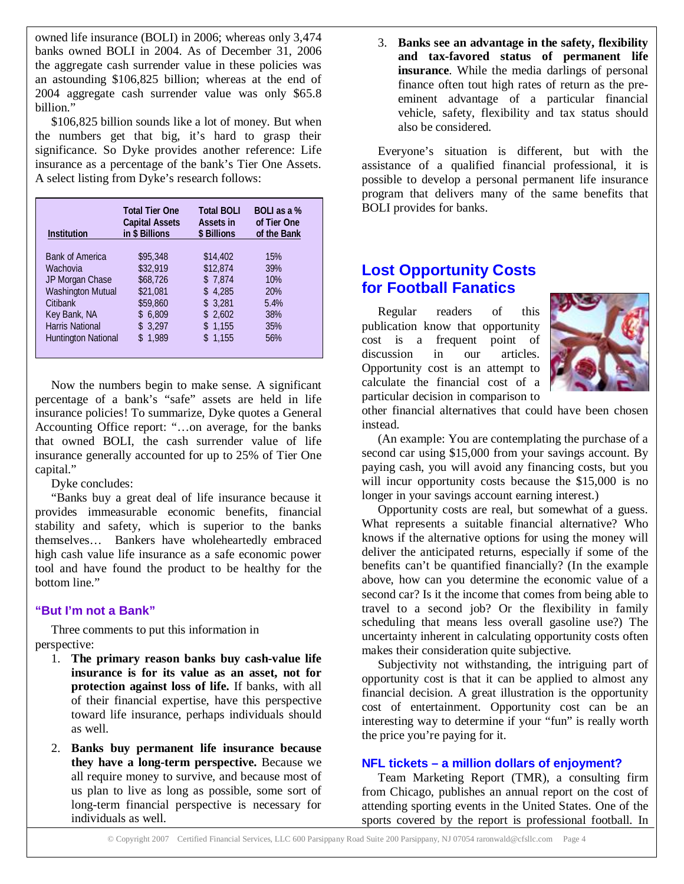owned life insurance (BOLI) in 2006; whereas only 3,474 banks owned BOLI in 2004. As of December 31, 2006 the aggregate cash surrender value in these policies was an astounding $106,825 billion; whereas at the end of 2004 aggregate cash surrender value was only $65.8 billion."

$106,825 billion sounds like a lot of money. But when the numbers get that big, it's hard to grasp their significance. So Dyke provides another reference: Life insurance as a percentage of the bank's Tier One Assets. A select listing from Dyke's research follows:

| Institution | Total Tier One Capital Assets in $ Billions | Total BOLI Assets in $ Billions | BOLI as a % of Tier One of the Bank |
|---|---|---|---|
| Bank of America | $95,348 | $14,402 | 15% |
| Wachovia | $32,919 | $12,874 | 39% |
| JP Morgan Chase | $68,726 | $ 7,874 | 10% |
| Washington Mutual | $21,081 | $ 4,285 | 20% |
| Citibank | $59,860 | $ 3,281 | 5.4% |
| Key Bank, NA | $ 6,809 | $ 2,602 | 38% |
| Harris National | $ 3,297 | $ 1,155 | 35% |
| Huntington National | $ 1,989 | $ 1,155 | 56% |

Now the numbers begin to make sense. A significant percentage of a bank's "safe" assets are held in life insurance policies! To summarize, Dyke quotes a General Accounting Office report: "…on average, for the banks that owned BOLI, the cash surrender value of life insurance generally accounted for up to 25% of Tier One capital."

Dyke concludes:

"Banks buy a great deal of life insurance because it provides immeasurable economic benefits, financial stability and safety, which is superior to the banks themselves… Bankers have wholeheartedly embraced high cash value life insurance as a safe economic power tool and have found the product to be healthy for the bottom line."

### "But I'm not a Bank"

Three comments to put this information in perspective:

1. **The primary reason banks buy cash-value life insurance is for its value as an asset, not for protection against loss of life.** If banks, with all of their financial expertise, have this perspective toward life insurance, perhaps individuals should as well.

2. **Banks buy permanent life insurance because they have a long-term perspective.** Because we all require money to survive, and because most of us plan to live as long as possible, some sort of long-term financial perspective is necessary for individuals as well.

3. **Banks see an advantage in the safety, flexibility and tax-favored status of permanent life insurance**. While the media darlings of personal finance often tout high rates of return as the pre-eminent advantage of a particular financial vehicle, safety, flexibility and tax status should also be considered.

Everyone's situation is different, but with the assistance of a qualified financial professional, it is possible to develop a personal permanent life insurance program that delivers many of the same benefits that BOLI provides for banks.

## Lost Opportunity Costs for Football Fanatics

Regular readers of this publication know that opportunity cost is a frequent point of discussion in our articles. Opportunity cost is an attempt to calculate the financial cost of a particular decision in comparison to other financial alternatives that could have been chosen instead.

(An example: You are contemplating the purchase of a second car using $15,000 from your savings account. By paying cash, you will avoid any financing costs, but you will incur opportunity costs because the $15,000 is no longer in your savings account earning interest.)

Opportunity costs are real, but somewhat of a guess. What represents a suitable financial alternative? Who knows if the alternative options for using the money will deliver the anticipated returns, especially if some of the benefits can't be quantified financially? (In the example above, how can you determine the economic value of a second car? Is it the income that comes from being able to travel to a second job? Or the flexibility in family scheduling that means less overall gasoline use?) The uncertainty inherent in calculating opportunity costs often makes their consideration quite subjective.

Subjectivity not withstanding, the intriguing part of opportunity cost is that it can be applied to almost any financial decision. A great illustration is the opportunity cost of entertainment. Opportunity cost can be an interesting way to determine if your "fun" is really worth the price you're paying for it.

### NFL tickets – a million dollars of enjoyment?

Team Marketing Report (TMR), a consulting firm from Chicago, publishes an annual report on the cost of attending sporting events in the United States. One of the sports covered by the report is professional football. In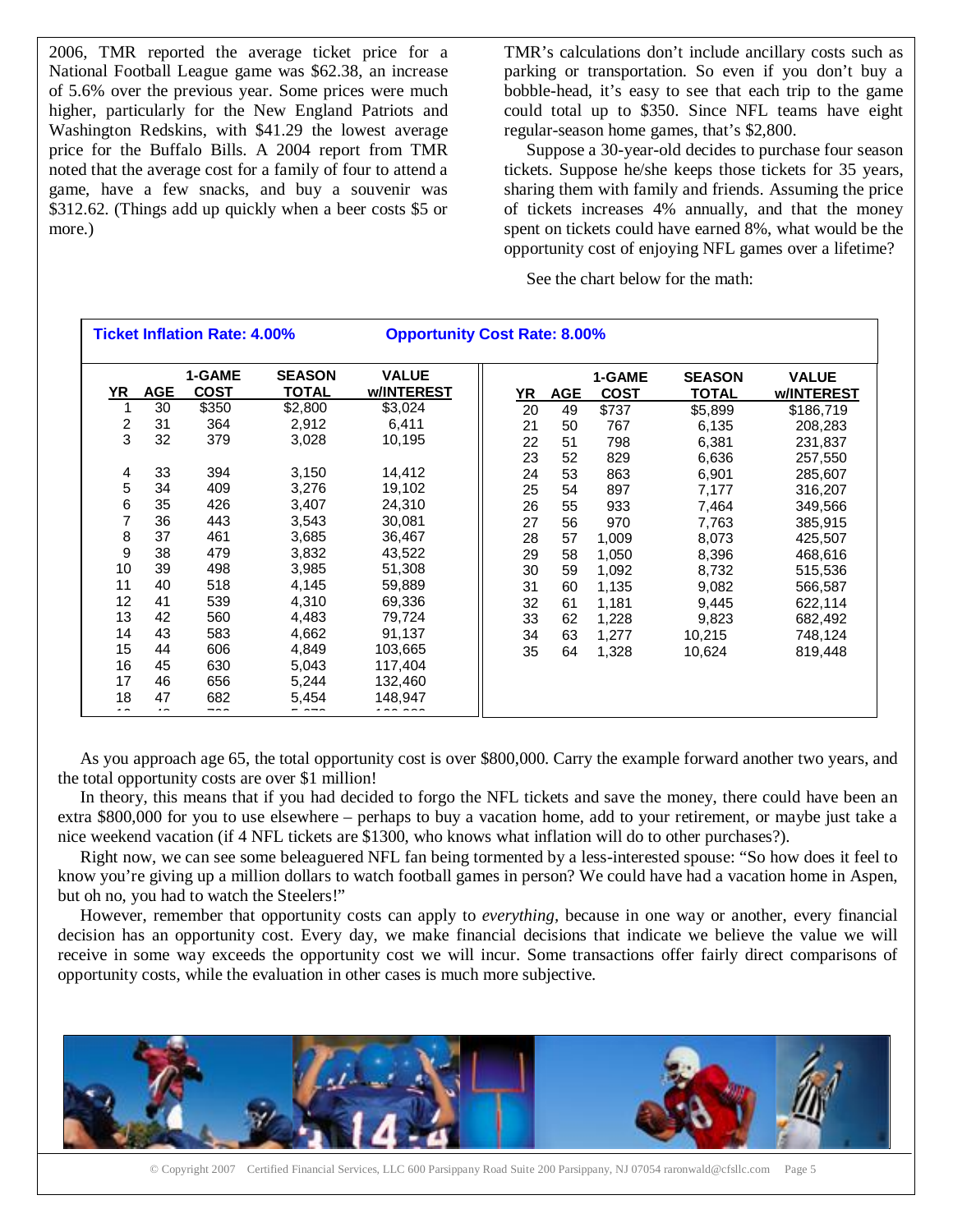2006, TMR reported the average ticket price for a National Football League game was $62.38, an increase of 5.6% over the previous year. Some prices were much higher, particularly for the New England Patriots and Washington Redskins, with $41.29 the lowest average price for the Buffalo Bills. A 2004 report from TMR noted that the average cost for a family of four to attend a game, have a few snacks, and buy a souvenir was $312.62. (Things add up quickly when a beer costs $5 or more.)

TMR's calculations don't include ancillary costs such as parking or transportation. So even if you don't buy a bobble-head, it's easy to see that each trip to the game could total up to $350. Since NFL teams have eight regular-season home games, that's $2,800.

Suppose a 30-year-old decides to purchase four season tickets. Suppose he/she keeps those tickets for 35 years, sharing them with family and friends. Assuming the price of tickets increases 4% annually, and that the money spent on tickets could have earned 8%, what would be the opportunity cost of enjoying NFL games over a lifetime?

See the chart below for the math:

**Ticket Inflation Rate: 4.00%** **Opportunity Cost Rate: 8.00%**

| YR | AGE | 1-GAME COST | SEASON TOTAL | VALUE w/INTEREST |
|---|---|---|---|---|
| 1 | 30 | $350 | $2,800 | $3,024 |
| 2 | 31 | 364 | 2,912 | 6,411 |
| 3 | 32 | 379 | 3,028 | 10,195 |
| 4 | 33 | 394 | 3,150 | 14,412 |
| 5 | 34 | 409 | 3,276 | 19,102 |
| 6 | 35 | 426 | 3,407 | 24,310 |
| 7 | 36 | 443 | 3,543 | 30,081 |
| 8 | 37 | 461 | 3,685 | 36,467 |
| 9 | 38 | 479 | 3,832 | 43,522 |
| 10 | 39 | 498 | 3,985 | 51,308 |
| 11 | 40 | 518 | 4,145 | 59,889 |
| 12 | 41 | 539 | 4,310 | 69,336 |
| 13 | 42 | 560 | 4,483 | 79,724 |
| 14 | 43 | 583 | 4,662 | 91,137 |
| 15 | 44 | 606 | 4,849 | 103,665 |
| 16 | 45 | 630 | 5,043 | 117,404 |
| 17 | 46 | 656 | 5,244 | 132,460 |
| 18 | 47 | 682 | 5,454 | 148,947 |
| 20 | 49 | $737 | $5,899 | $186,719 |
| 21 | 50 | 767 | 6,135 | 208,283 |
| 22 | 51 | 798 | 6,381 | 231,837 |
| 23 | 52 | 829 | 6,636 | 257,550 |
| 24 | 53 | 863 | 6,901 | 285,607 |
| 25 | 54 | 897 | 7,177 | 316,207 |
| 26 | 55 | 933 | 7,464 | 349,566 |
| 27 | 56 | 970 | 7,763 | 385,915 |
| 28 | 57 | 1,009 | 8,073 | 425,507 |
| 29 | 58 | 1,050 | 8,396 | 468,616 |
| 30 | 59 | 1,092 | 8,732 | 515,536 |
| 31 | 60 | 1,135 | 9,082 | 566,587 |
| 32 | 61 | 1,181 | 9,445 | 622,114 |
| 33 | 62 | 1,228 | 9,823 | 682,492 |
| 34 | 63 | 1,277 | 10,215 | 748,124 |
| 35 | 64 | 1,328 | 10,624 | 819,448 |

As you approach age 65, the total opportunity cost is over $800,000. Carry the example forward another two years, and the total opportunity costs are over $1 million!

In theory, this means that if you had decided to forgo the NFL tickets and save the money, there could have been an extra $800,000 for you to use elsewhere – perhaps to buy a vacation home, add to your retirement, or maybe just take a nice weekend vacation (if 4 NFL tickets are $1300, who knows what inflation will do to other purchases?).

Right now, we can see some beleaguered NFL fan being tormented by a less-interested spouse: "So how does it feel to know you're giving up a million dollars to watch football games in person? We could have had a vacation home in Aspen, but oh no, you had to watch the Steelers!"

However, remember that opportunity costs can apply to *everything,* because in one way or another, every financial decision has an opportunity cost. Every day, we make financial decisions that indicate we believe the value we will receive in some way exceeds the opportunity cost we will incur. Some transactions offer fairly direct comparisons of opportunity costs, while the evaluation in other cases is much more subjective.

© Copyright 2007 Certified Financial Services, LLC 600 Parsippany Road Suite 200 Parsippany, NJ 07054 raronwald@cfsllc.com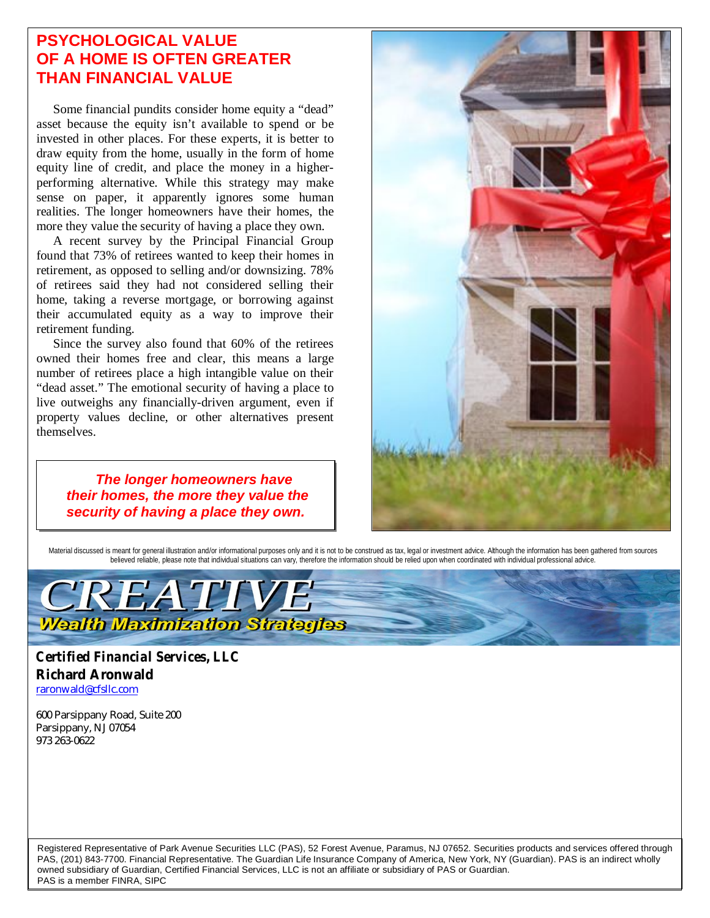## PSYCHOLOGICAL VALUE OF A HOME IS OFTEN GREATER THAN FINANCIAL VALUE

Some financial pundits consider home equity a "dead" asset because the equity isn't available to spend or be invested in other places. For these experts, it is better to draw equity from the home, usually in the form of home equity line of credit, and place the money in a higher-performing alternative. While this strategy may make sense on paper, it apparently ignores some human realities. The longer homeowners have their homes, the more they value the security of having a place they own.

A recent survey by the Principal Financial Group found that 73% of retirees wanted to keep their homes in retirement, as opposed to selling and/or downsizing. 78% of retirees said they had not considered selling their home, taking a reverse mortgage, or borrowing against their accumulated equity as a way to improve their retirement funding.

Since the survey also found that 60% of the retirees owned their homes free and clear, this means a large number of retirees place a high intangible value on their "dead asset." The emotional security of having a place to live outweighs any financially-driven argument, even if property values decline, or other alternatives present themselves.

> ***The longer homeowners have their homes, the more they value the security of having a place they own.***

Material discussed is meant for general illustration and/or informational purposes only and it is not to be construed as tax, legal or investment advice. Although the information has been gathered from sources believed reliable, please note that individual situations can vary, therefore the information should be relied upon when coordinated with individual professional advice.

# CREATIVE
### Wealth Maximization Strategies

**Certified Financial Services, LLC**
**Richard Aronwald**
raronwald@cfsllc.com

600 Parsippany Road, Suite 200
Parsippany, NJ 07054
973 263-0622

Registered Representative of Park Avenue Securities LLC (PAS), 52 Forest Avenue, Paramus, NJ 07652. Securities products and services offered through PAS, (201) 843-7700. Financial Representative. The Guardian Life Insurance Company of America, New York, NY (Guardian). PAS is an indirect wholly owned subsidiary of Guardian, Certified Financial Services, LLC is not an affiliate or subsidiary of PAS or Guardian.
PAS is a member FINRA, SIPC